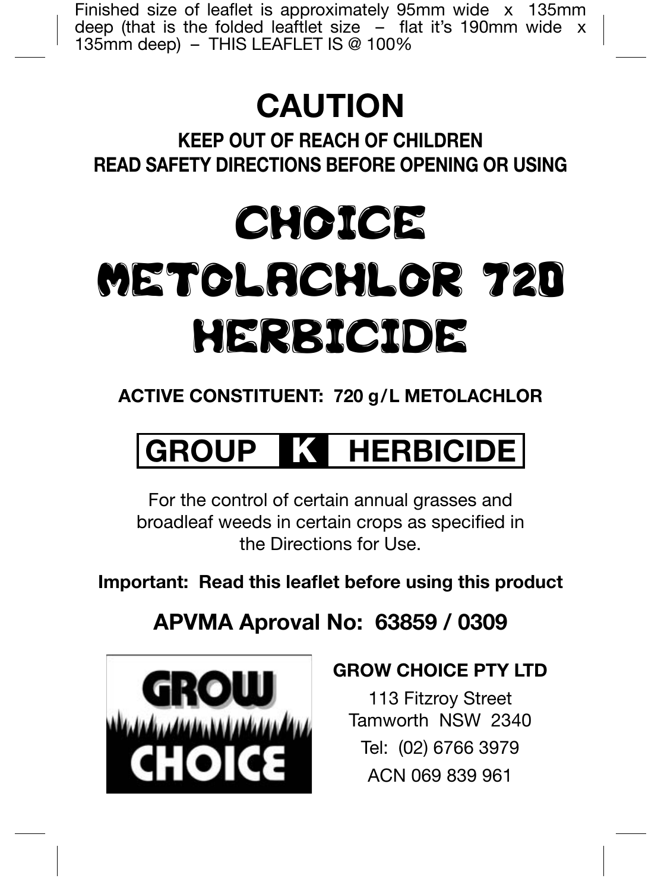Finished size of leaflet is approximately 95mm wide x 135mm deep (that is the folded leaftlet size – flat it's 190mm wide x 135mm deep) – THIS LEAFLET IS @ 100%

# CAUTION

**KEEP OUT OF REACH OF CHILDREN**
**READ SAFETY DIRECTIONS BEFORE OPENING OR USING**

# CHOICE METOLACHLOR 720 HERBICIDE

**ACTIVE CONSTITUENT: 720 g/L METOLACHLOR**

**GROUP K HERBICIDE**

For the control of certain annual grasses and broadleaf weeds in certain crops as specified in the Directions for Use.

**Important: Read this leaflet before using this product**

**APVMA Aproval No: 63859 / 0309**

GROW CHOICE

**GROW CHOICE PTY LTD**

113 Fitzroy Street
Tamworth NSW 2340
Tel: (02) 6766 3979
ACN 069 839 961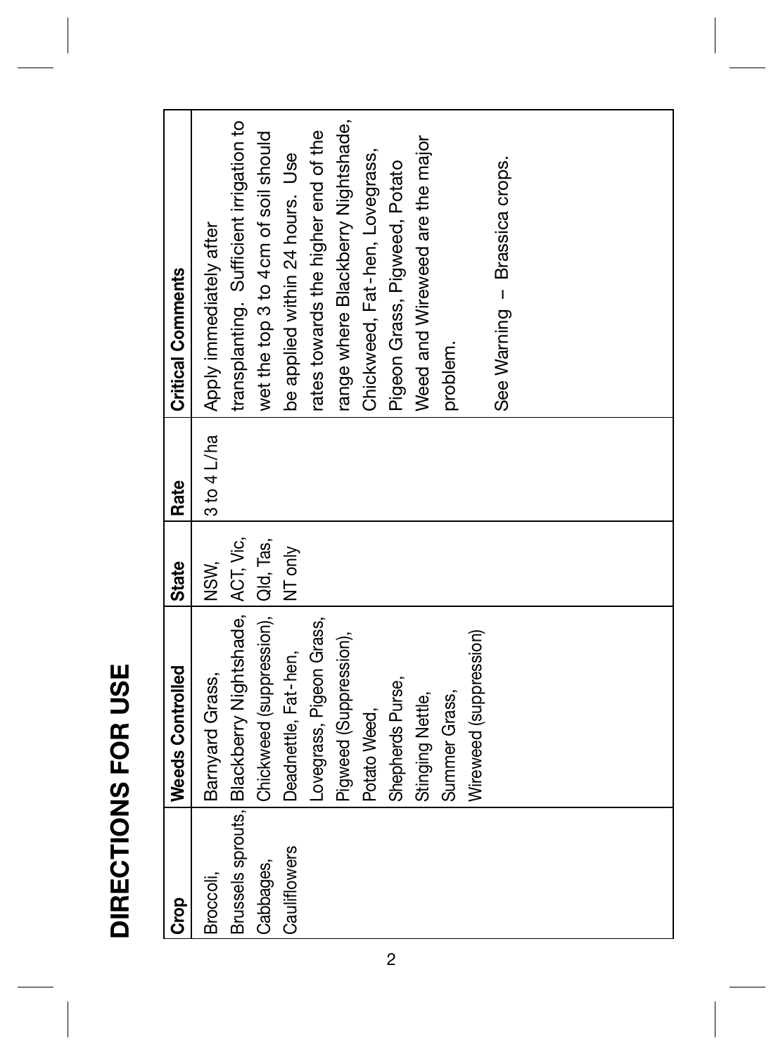# DIRECTIONS FOR USE

| Crop | Weeds Controlled | State | Rate | Critical Comments |
|---|---|---|---|---|
| Broccoli, Brussels sprouts, Cabbages, Cauliflowers | Barnyard Grass, Blackberry Nightshade, Chickweed (suppression), Deadnettle, Fat-hen, Lovegrass, Pigeon Grass, Pigweed (Suppression), Potato Weed, Shepherds Purse, Stinging Nettle, Summer Grass, Wireweed (suppression) | NSW, ACT, Vic, Qld, Tas, NT only | 3 to 4 L/ha | Apply immediately after transplanting. Sufficient irrigation to wet the top 3 to 4cm of soil should be applied within 24 hours. Use rates towards the higher end of the range where Blackberry Nightshade, Chickweed, Fat-hen, Lovegrass, Pigeon Grass, Pigweed, Potato Weed and Wireweed are the major problem.<br><br>See Warning – Brassica crops. |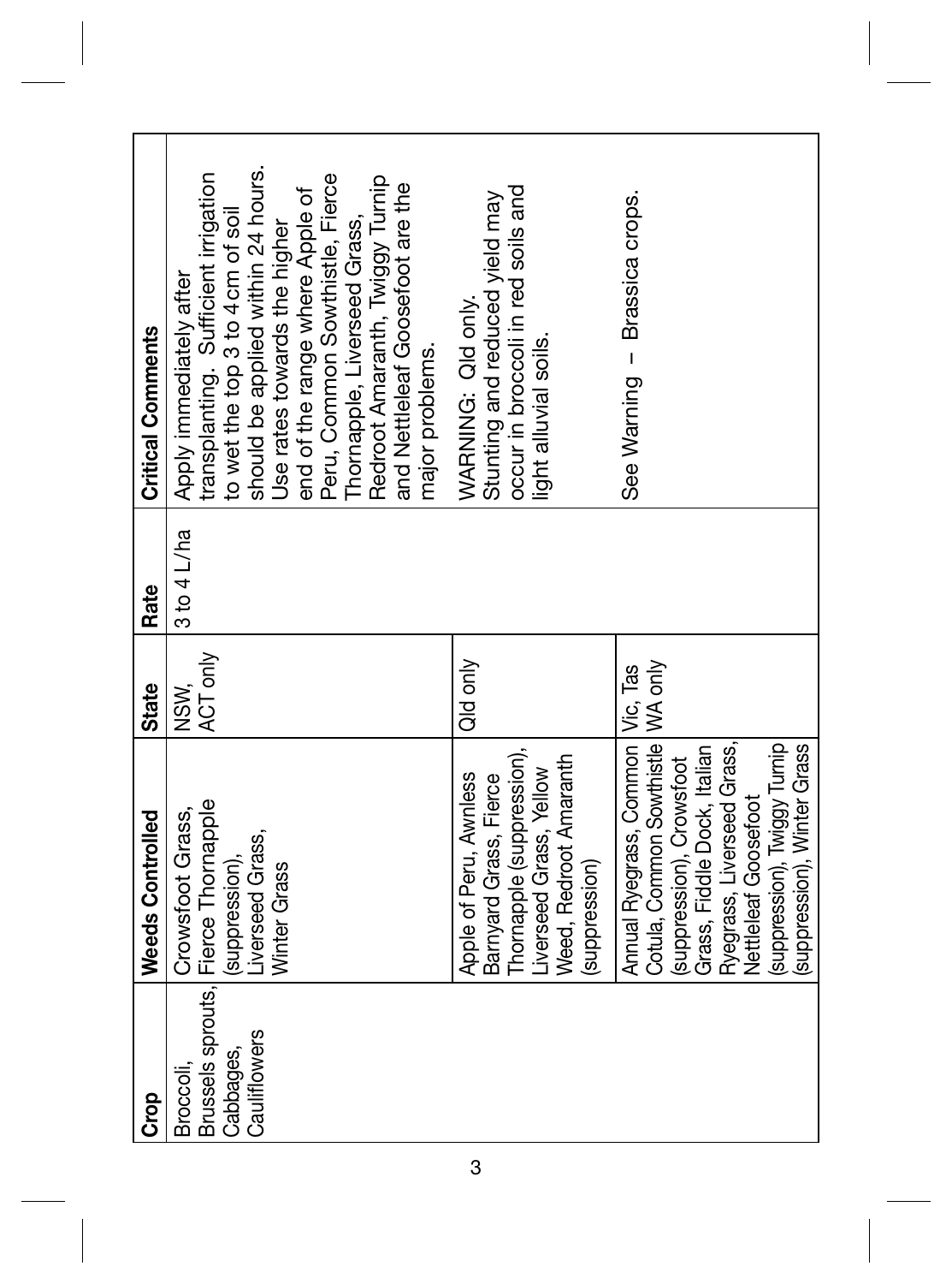| Crop | Weeds Controlled | State | Rate | Critical Comments |
|---|---|---|---|---|
| Broccoli, Brussels sprouts, Cabbages, Cauliflowers | Crowsfoot Grass, Fierce Thornapple (suppression), Liverseed Grass, Winter Grass | NSW, ACT only | 3 to 4 L/ha | Apply immediately after transplanting. Sufficient irrigation to wet the top 3 to 4 cm of soil should be applied within 24 hours. Use rates towards the higher end of the range where Apple of Peru, Common Sowthistle, Fierce Thornapple, Liverseed Grass, Redroot Amaranth, Twiggy Turnip and Nettleleaf Goosefoot are the major problems. |
| | Apple of Peru, Awnless Barnyard Grass, Fierce Thornapple (suppression), Liverseed Grass, Yellow Weed, Redroot Amaranth (suppression) | Qld only | | WARNING: Qld only. Stunting and reduced yield may occur in broccoli in red soils and light alluvial soils. |
| | Annual Ryegrass, Common Cotula, Common Sowthistle (suppression), Crowsfoot Grass, Fiddle Dock, Italian Ryegrass, Liverseed Grass, Nettleleaf Goosefoot (suppression), Twiggy Turnip (suppression), Winter Grass | Vic, Tas WA only | | See Warning – Brassica crops. |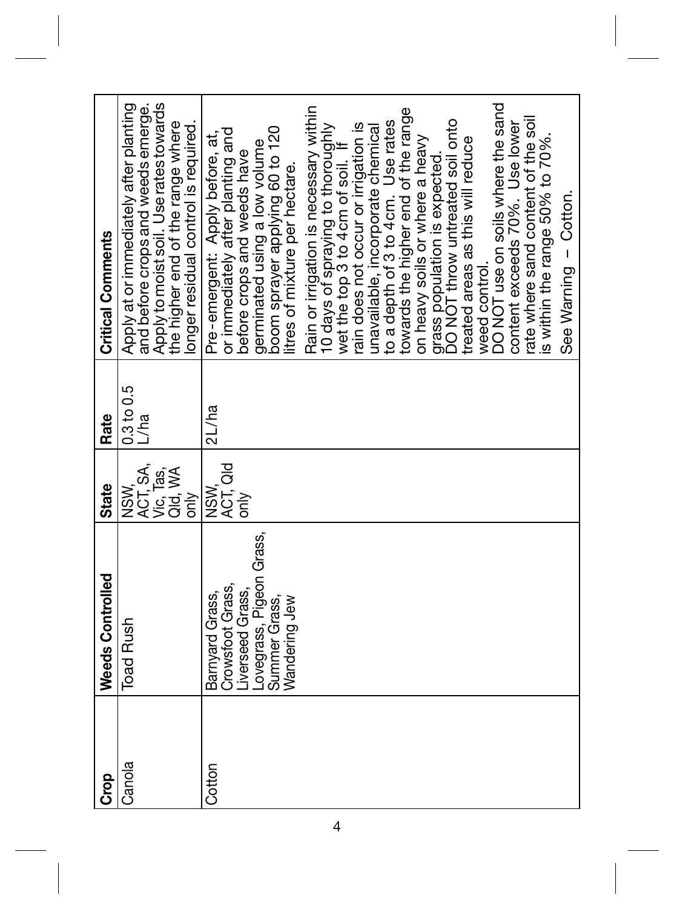| Crop | Weeds Controlled | State | Rate | Critical Comments |
|---|---|---|---|---|
| Canola | Toad Rush | NSW, ACT, SA, Vic, Tas, Qld, WA only | 0.3 to 0.5 L/ha | Apply at or immediately after planting and before crops and weeds emerge. Apply to moist soil. Use rates towards the higher end of the range where longer residual control is required. |
| Cotton | Barnyard Grass, Crowsfoot Grass, Liverseed Grass, Lovegrass, Pigeon Grass, Summer Grass, Wandering Jew | NSW, ACT, Qld only | 2L/ha | Pre-emergent: Apply before, at, or immediately after planting and before crops and weeds have germinated using a low volume boom sprayer applying 60 to 120 litres of mixture per hectare. Rain or irrigation is necessary within 10 days of spraying to thoroughly wet the top 3 to 4cm of soil. If rain does not occur or irrigation is unavailable, incorporate chemical to a depth of 3 to 4cm. Use rates towards the higher end of the range on heavy soils or where a heavy grass population is expected. DO NOT throw untreated soil onto treated areas as this will reduce weed control. DO NOT use on soils where the sand content exceeds 70%. Use lower rate where sand content of the soil is within the range 50% to 70%. See Warning – Cotton. |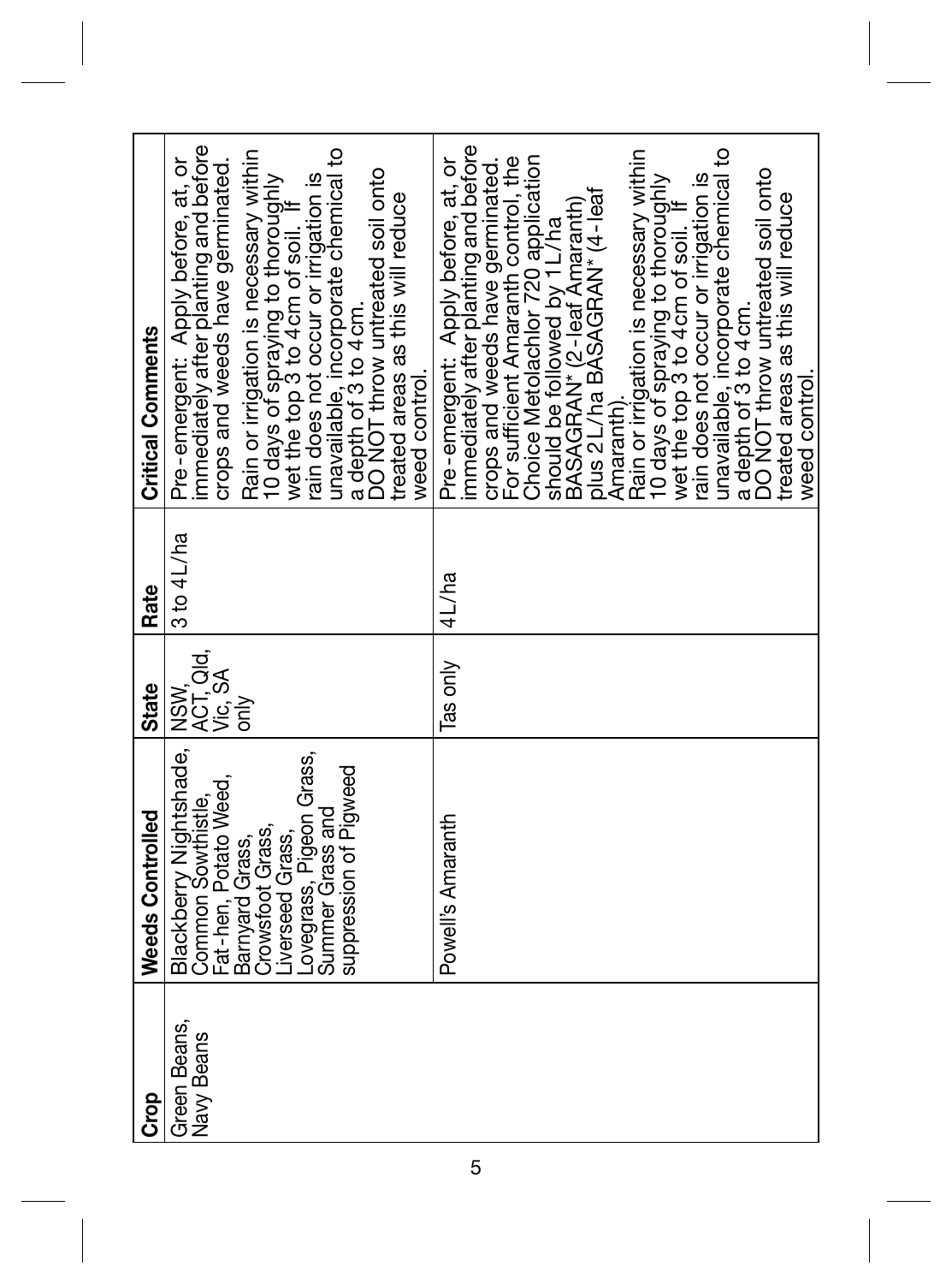| Crop | Weeds Controlled | State | Rate | Critical Comments |
|---|---|---|---|---|
| Green Beans, Navy Beans | Blackberry Nightshade, Common Sowthistle, Fat-hen, Potato Weed, Barnyard Grass, Crowsfoot Grass, Liverseed Grass, Lovegrass, Pigeon Grass, Summer Grass and suppression of Pigweed | NSW, ACT, Qld, Vic, SA only | 3 to 4L/ha | Pre-emergent: Apply before, at, or immediately after planting and before crops and weeds have germinated. Rain or irrigation is necessary within 10 days of spraying to thoroughly wet the top 3 to 4cm of soil. If rain does not occur or irrigation is unavailable, incorporate chemical to a depth of 3 to 4cm. DO NOT throw untreated soil onto treated areas as this will reduce weed control. |
| | Powell's Amaranth | Tas only | 4L/ha | Pre-emergent: Apply before, at, or immediately after planting and before crops and weeds have germinated. For sufficient Amaranth control, the Choice Metolachlor 720 application should be followed by 1L/ha BASAGRAN* (2-leaf Amaranth) plus 2L/ha BASAGRAN* (4-leaf Amaranth). Rain or irrigation is necessary within 10 days of spraying to thoroughly wet the top 3 to 4cm of soil. If rain does not occur or irrigation is unavailable, incorporate chemical to a depth of 3 to 4cm. DO NOT throw untreated soil onto treated areas as this will reduce weed control. |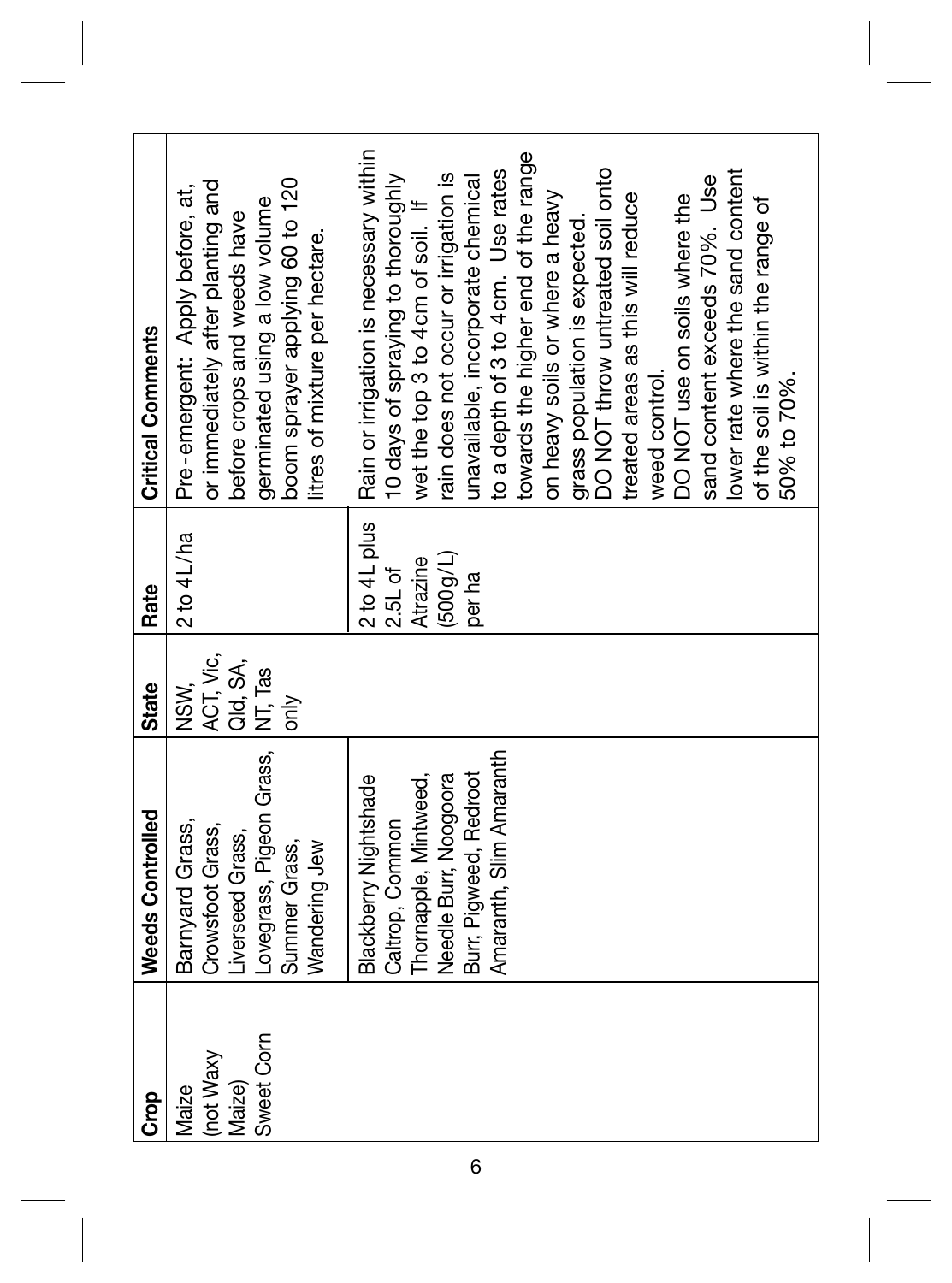| Crop | Weeds Controlled | State | Rate | Critical Comments |
|---|---|---|---|---|
| Maize (not Waxy Maize) Sweet Corn | Barnyard Grass, Crowsfoot Grass, Liverseed Grass, Lovegrass, Pigeon Grass, Summer Grass, Wandering Jew | NSW, ACT, Vic, Qld, SA, NT, Tas only | 2 to 4L/ha | Pre-emergent: Apply before, at, or immediately after planting and before crops and weeds have germinated using a low volume boom sprayer applying 60 to 120 litres of mixture per hectare. |
| | Blackberry Nightshade Caltrop, Common Thornapple, Mintweed, Needle Burr, Noogoora Burr, Pigweed, Redroot Amaranth, Slim Amaranth | | 2 to 4L plus 2.5L of Atrazine (500g/L) per ha | Rain or irrigation is necessary within 10 days of spraying to thoroughly wet the top 3 to 4cm of soil. If rain does not occur or irrigation is unavailable, incorporate chemical to a depth of 3 to 4cm. Use rates towards the higher end of the range on heavy soils or where a heavy grass population is expected. DO NOT throw untreated soil onto treated areas as this will reduce weed control. DO NOT use on soils where the sand content exceeds 70%. Use lower rate where the sand content of the soil is within the range of 50% to 70%. |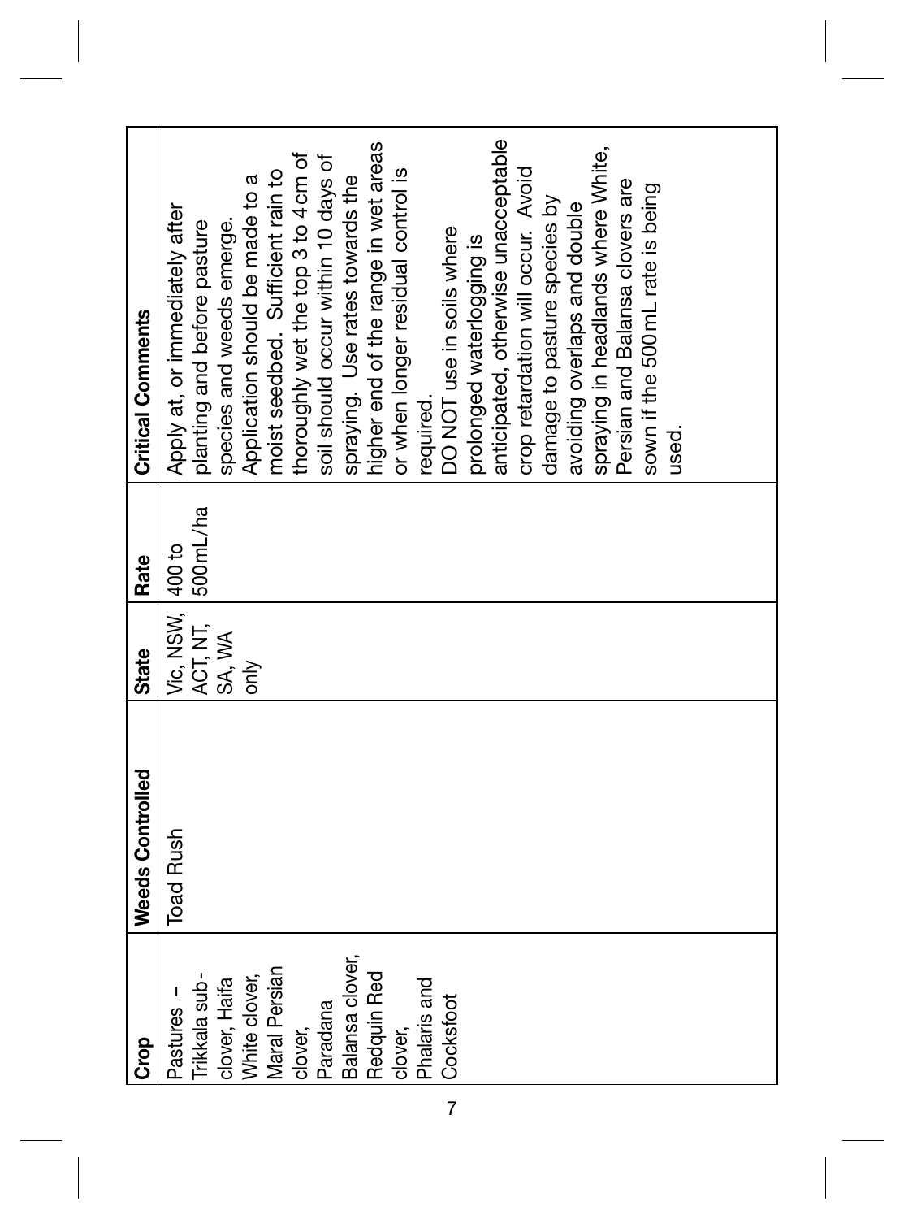| Crop | Weeds Controlled | State | Rate | Critical Comments |
|---|---|---|---|---|
| Pastures – Trikkala sub-clover, Haifa clover, White clover, Maral Persian clover, Paradana Balansa clover, Redquin Red clover, Phalaris and Cocksfoot | Toad Rush | Vic, NSW, ACT, NT, SA, WA only | 400 to 500 mL/ha | Apply at, or immediately after planting and before pasture species and weeds emerge. Application should be made to a moist seedbed. Sufficient rain to thoroughly wet the top 3 to 4 cm of soil should occur within 10 days of spraying. Use rates towards the higher end of the range in wet areas or when longer residual control is required.<br>DO NOT use in soils where prolonged waterlogging is anticipated, otherwise unacceptable crop retardation will occur. Avoid damage to pasture species by avoiding overlaps and double spraying in headlands where White, Persian and Balansa clovers are sown if the 500 mL rate is being used. |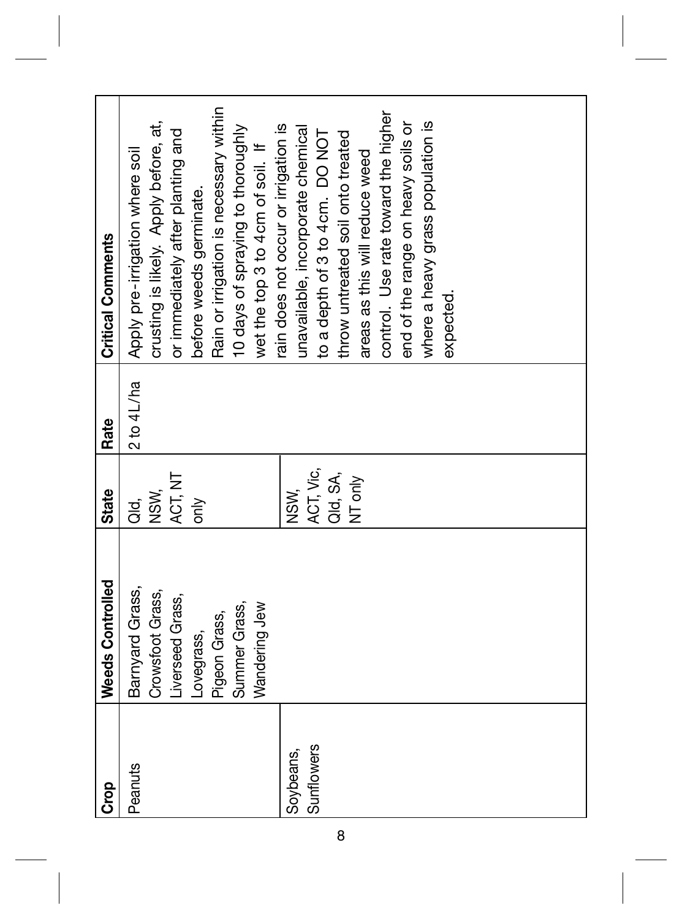| Crop | Weeds Controlled | State | Rate | Critical Comments |
|---|---|---|---|---|
| Peanuts | Barnyard Grass, Crowsfoot Grass, Liverseed Grass, Lovegrass, Pigeon Grass, Summer Grass, Wandering Jew | Qld, NSW, ACT, NT only | 2 to 4L/ha | Apply pre-irrigation where soil crusting is likely. Apply before, at, or immediately after planting and before weeds germinate. Rain or irrigation is necessary within 10 days of spraying to thoroughly wet the top 3 to 4cm of soil. If rain does not occur or irrigation is unavailable, incorporate chemical to a depth of 3 to 4cm. DO NOT throw untreated soil onto treated areas as this will reduce weed control. Use rate toward the higher end of the range on heavy soils or where a heavy grass population is expected. |
| Soybeans, Sunflowers | | NSW, ACT, Vic, Qld, SA, NT only | | |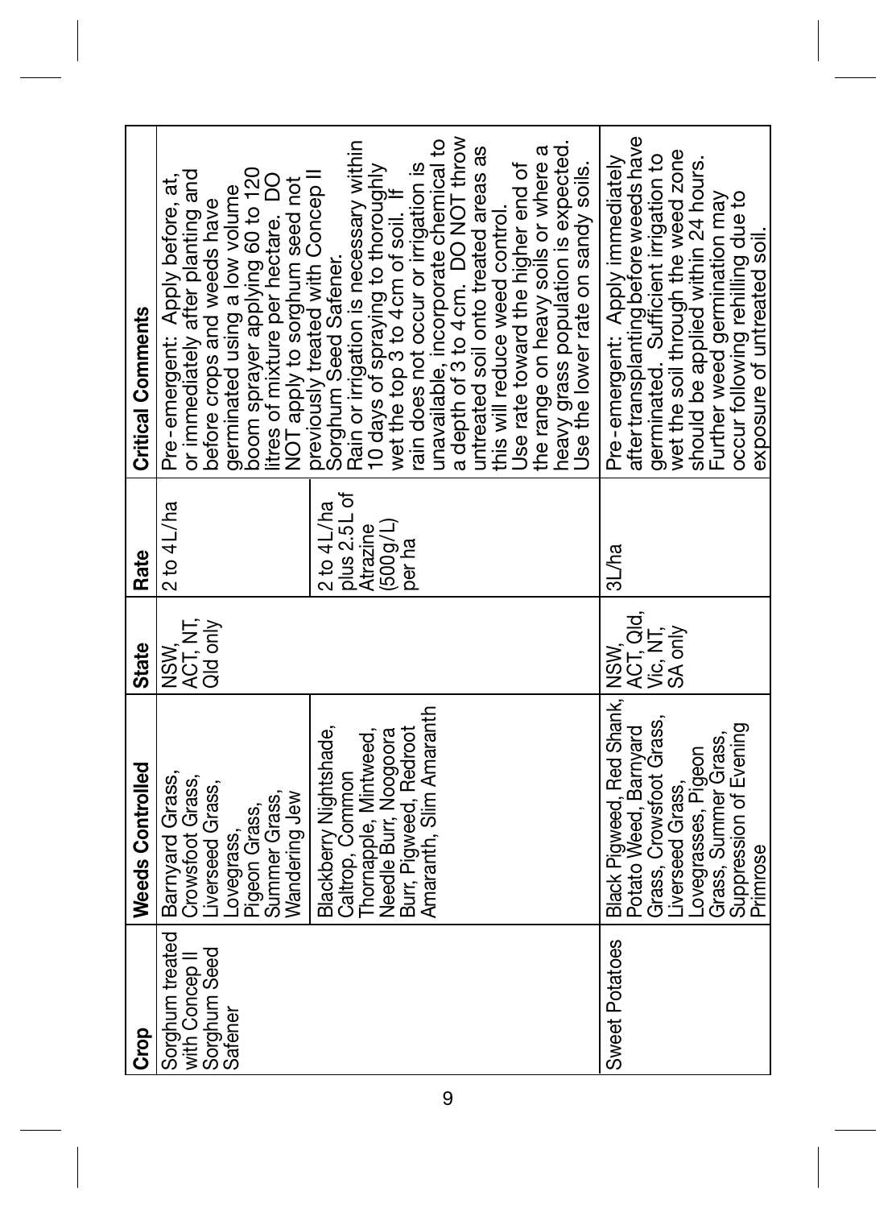| Crop | Weeds Controlled | State | Rate | Critical Comments |
|---|---|---|---|---|
| Sorghum treated with Concep II Sorghum Seed Safener | Barnyard Grass, Crowsfoot Grass, Liverseed Grass, Lovegrass, Pigeon Grass, Summer Grass, Wandering Jew | NSW, ACT, NT, Qld only | 2 to 4L/ha | Pre-emergent: Apply before, at, or immediately after planting and before crops and weeds have germinated using a low volume boom sprayer applying 60 to 120 litres of mixture per hectare. DO NOT apply to sorghum seed not previously treated with Concep II Sorghum Seed Safener. Rain or irrigation is necessary within 10 days of spraying to thoroughly wet the top 3 to 4cm of soil. If rain does not occur or irrigation is unavailable, incorporate chemical to a depth of 3 to 4cm. DO NOT throw untreated soil onto treated areas as this will reduce weed control. Use rate toward the higher end of the range on heavy soils or where a heavy grass population is expected. Use the lower rate on sandy soils. |
| | Blackberry Nightshade, Caltrop, Common Thornapple, Mintweed, Needle Burr, Noogoora Burr, Pigweed, Redroot Amaranth, Slim Amaranth | | 2 to 4L/ha plus 2.5L of Atrazine (500g/L) per ha | |
| Sweet Potatoes | Black Pigweed, Red Shank, Potato Weed, Barnyard Grass, Crowsfoot Grass, Liverseed Grass, Lovegrasses, Pigeon Grass, Summer Grass, Suppression of Evening Primrose | NSW, ACT, Qld, Vic, NT, SA only | 3L/ha | Pre-emergent: Apply immediately after transplanting before weeds have germinated. Sufficient irrigation to wet the soil through the weed zone should be applied within 24 hours. Further weed germination may occur following rehilling due to exposure of untreated soil. |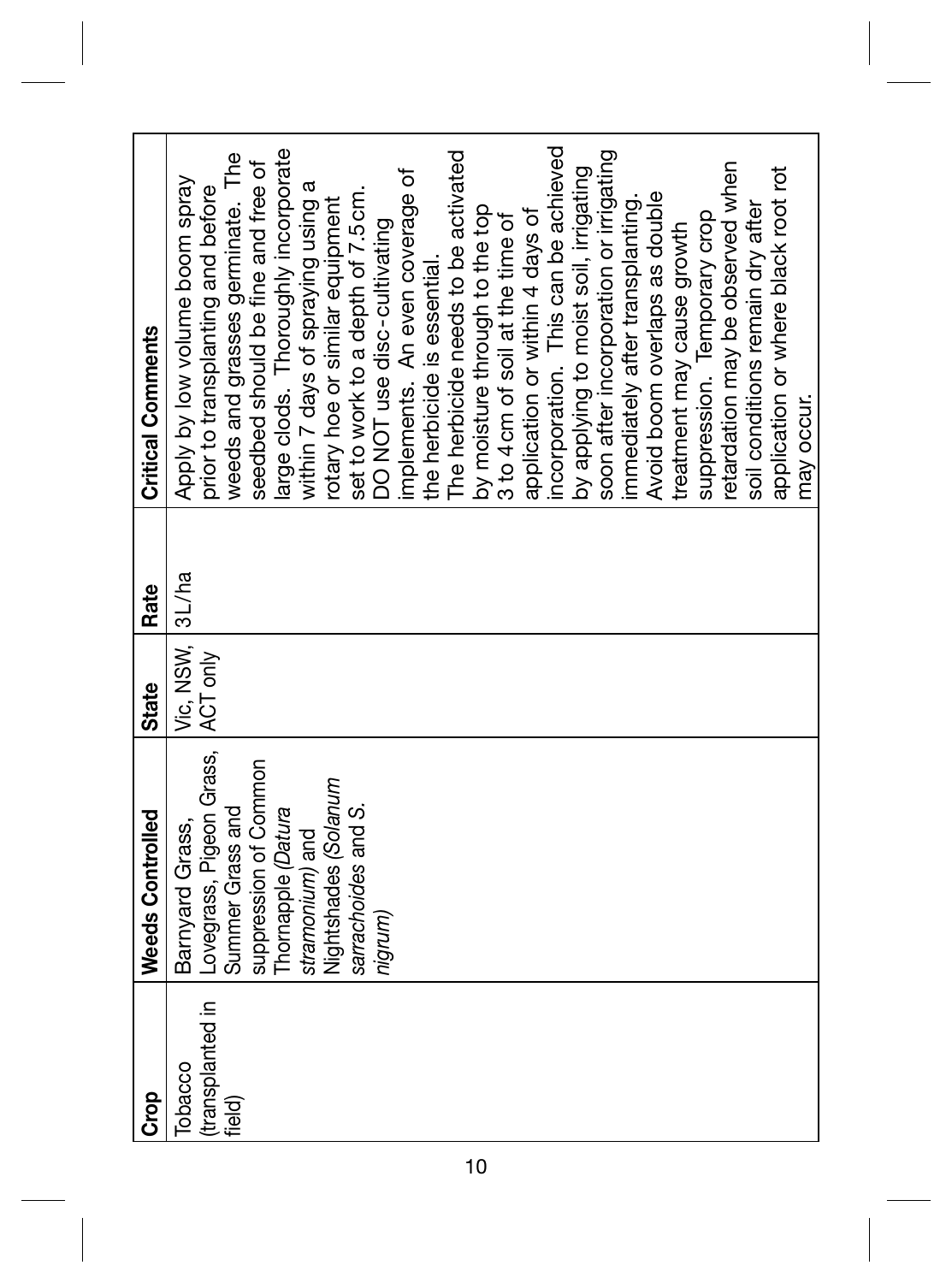| Crop | Weeds Controlled | State | Rate | Critical Comments |
|---|---|---|---|---|
| Tobacco (transplanted in field) | Barnyard Grass, Lovegrass, Pigeon Grass, Summer Grass and suppression of Common Thornapple (*Datura stramonium*) and Nightshades (*Solanum sarrachoides* and *S. nigrum*) | Vic, NSW, ACT only | 3L/ha | Apply by low volume boom spray prior to transplanting and before weeds and grasses germinate. The seedbed should be fine and free of large clods. Thoroughly incorporate within 7 days of spraying using a rotary hoe or similar equipment set to work to a depth of 7.5 cm. DO NOT use disc-cultivating implements. An even coverage of the herbicide is essential. The herbicide needs to be activated by moisture through to the top 3 to 4 cm of soil at the time of application or within 4 days of incorporation. This can be achieved by applying to moist soil, irrigating soon after incorporation or irrigating immediately after transplanting. Avoid boom overlaps as double treatment may cause growth suppression. Temporary crop retardation may be observed when soil conditions remain dry after application or where black root rot may occur. |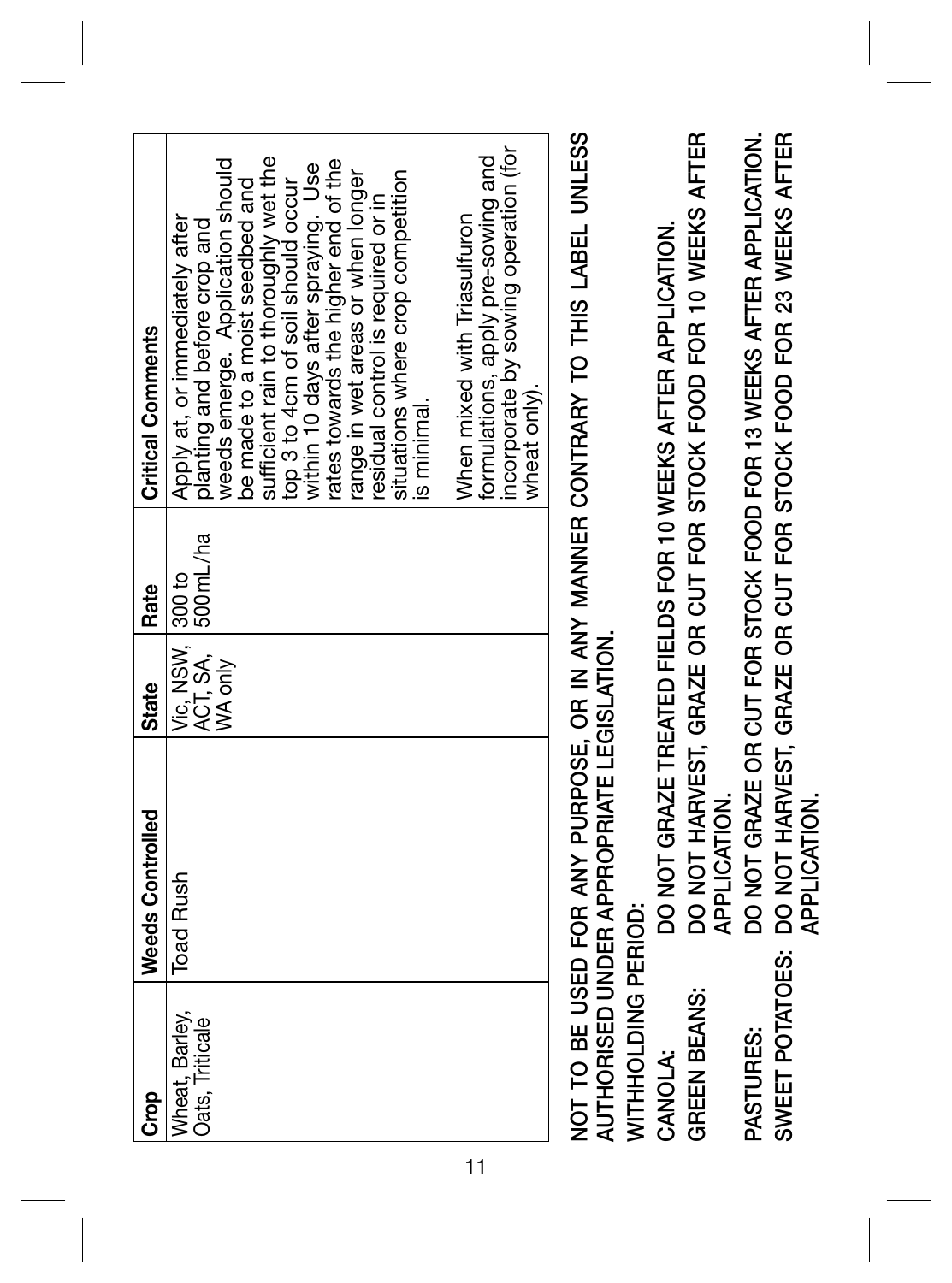| Crop | Weeds Controlled | State | Rate | Critical Comments |
|---|---|---|---|---|
| Wheat, Barley, Oats, Triticale | Toad Rush | Vic, NSW, ACT, SA, WA only | 300 to 500mL/ha | Apply at, or immediately after planting and before crop and weeds emerge. Application should be made to a moist seedbed and sufficient rain to thoroughly wet the top 3 to 4cm of soil should occur within 10 days after spraying. Use rates towards the higher end of the range in wet areas or when longer residual control is required or in situations where crop competition is minimal.<br><br>When mixed with Triasulfuron formulations, apply pre-sowing and incorporate by sowing operation (for wheat only). |

NOT TO BE USED FOR ANY PURPOSE, OR IN ANY MANNER CONTRARY TO THIS LABEL UNLESS AUTHORISED UNDER APPROPRIATE LEGISLATION.

WITHHOLDING PERIOD:

CANOLA: DO NOT GRAZE TREATED FIELDS FOR 10 WEEKS AFTER APPLICATION.

GREEN BEANS: DO NOT HARVEST, GRAZE OR CUT FOR STOCK FOOD FOR 10 WEEKS AFTER APPLICATION.

PASTURES: DO NOT GRAZE OR CUT FOR STOCK FOOD FOR 13 WEEKS AFTER APPLICATION.

SWEET POTATOES: DO NOT HARVEST, GRAZE OR CUT FOR STOCK FOOD FOR 23 WEEKS AFTER APPLICATION.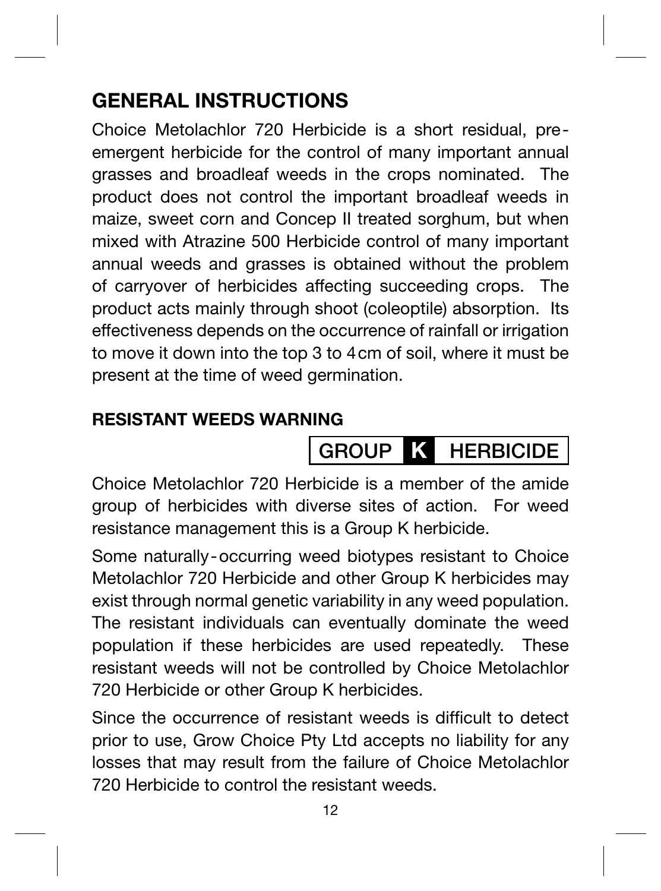## GENERAL INSTRUCTIONS

Choice Metolachlor 720 Herbicide is a short residual, pre-emergent herbicide for the control of many important annual grasses and broadleaf weeds in the crops nominated. The product does not control the important broadleaf weeds in maize, sweet corn and Concep II treated sorghum, but when mixed with Atrazine 500 Herbicide control of many important annual weeds and grasses is obtained without the problem of carryover of herbicides affecting succeeding crops. The product acts mainly through shoot (coleoptile) absorption. Its effectiveness depends on the occurrence of rainfall or irrigation to move it down into the top 3 to 4 cm of soil, where it must be present at the time of weed germination.

### RESISTANT WEEDS WARNING

**GROUP K HERBICIDE**

Choice Metolachlor 720 Herbicide is a member of the amide group of herbicides with diverse sites of action. For weed resistance management this is a Group K herbicide.

Some naturally-occurring weed biotypes resistant to Choice Metolachlor 720 Herbicide and other Group K herbicides may exist through normal genetic variability in any weed population. The resistant individuals can eventually dominate the weed population if these herbicides are used repeatedly. These resistant weeds will not be controlled by Choice Metolachlor 720 Herbicide or other Group K herbicides.

Since the occurrence of resistant weeds is difficult to detect prior to use, Grow Choice Pty Ltd accepts no liability for any losses that may result from the failure of Choice Metolachlor 720 Herbicide to control the resistant weeds.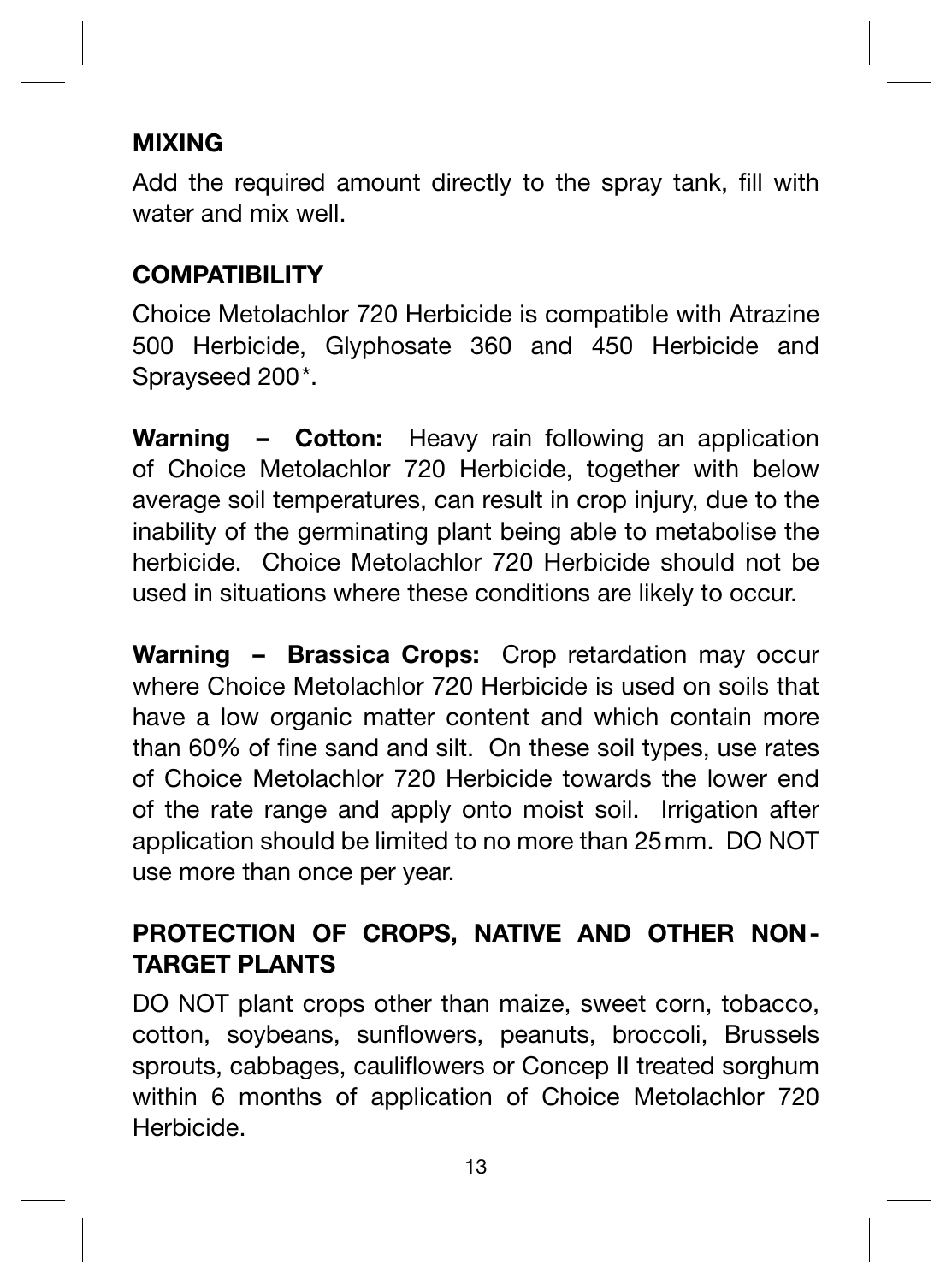## MIXING

Add the required amount directly to the spray tank, fill with water and mix well.

## COMPATIBILITY

Choice Metolachlor 720 Herbicide is compatible with Atrazine 500 Herbicide, Glyphosate 360 and 450 Herbicide and Sprayseed 200*.

**Warning – Cotton:** Heavy rain following an application of Choice Metolachlor 720 Herbicide, together with below average soil temperatures, can result in crop injury, due to the inability of the germinating plant being able to metabolise the herbicide. Choice Metolachlor 720 Herbicide should not be used in situations where these conditions are likely to occur.

**Warning – Brassica Crops:** Crop retardation may occur where Choice Metolachlor 720 Herbicide is used on soils that have a low organic matter content and which contain more than 60% of fine sand and silt. On these soil types, use rates of Choice Metolachlor 720 Herbicide towards the lower end of the rate range and apply onto moist soil. Irrigation after application should be limited to no more than 25 mm. DO NOT use more than once per year.

## PROTECTION OF CROPS, NATIVE AND OTHER NON-TARGET PLANTS

DO NOT plant crops other than maize, sweet corn, tobacco, cotton, soybeans, sunflowers, peanuts, broccoli, Brussels sprouts, cabbages, cauliflowers or Concep II treated sorghum within 6 months of application of Choice Metolachlor 720 Herbicide.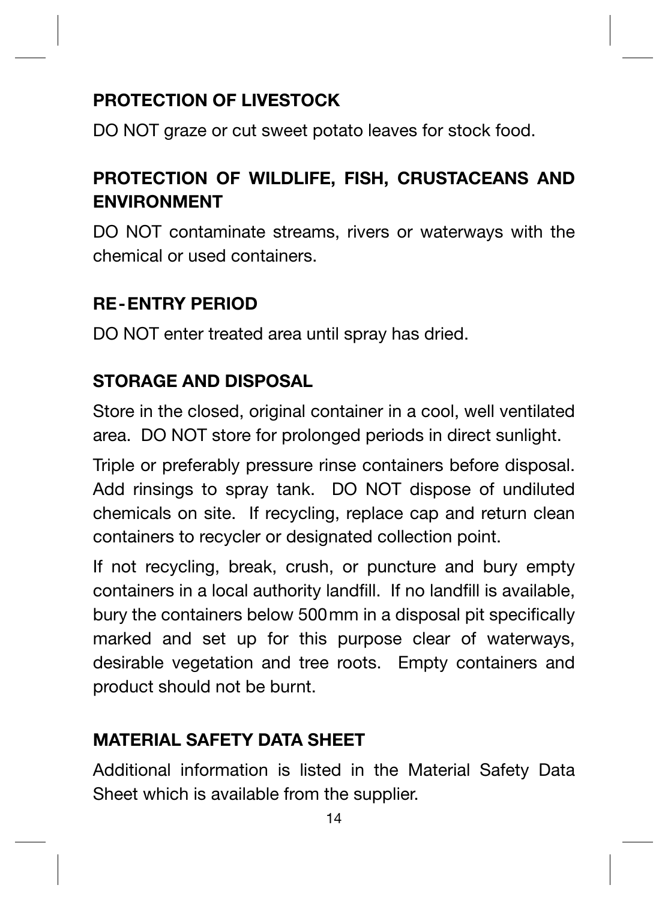## PROTECTION OF LIVESTOCK

DO NOT graze or cut sweet potato leaves for stock food.

## PROTECTION OF WILDLIFE, FISH, CRUSTACEANS AND ENVIRONMENT

DO NOT contaminate streams, rivers or waterways with the chemical or used containers.

## RE-ENTRY PERIOD

DO NOT enter treated area until spray has dried.

## STORAGE AND DISPOSAL

Store in the closed, original container in a cool, well ventilated area. DO NOT store for prolonged periods in direct sunlight.

Triple or preferably pressure rinse containers before disposal. Add rinsings to spray tank. DO NOT dispose of undiluted chemicals on site. If recycling, replace cap and return clean containers to recycler or designated collection point.

If not recycling, break, crush, or puncture and bury empty containers in a local authority landfill. If no landfill is available, bury the containers below 500 mm in a disposal pit specifically marked and set up for this purpose clear of waterways, desirable vegetation and tree roots. Empty containers and product should not be burnt.

## MATERIAL SAFETY DATA SHEET

Additional information is listed in the Material Safety Data Sheet which is available from the supplier.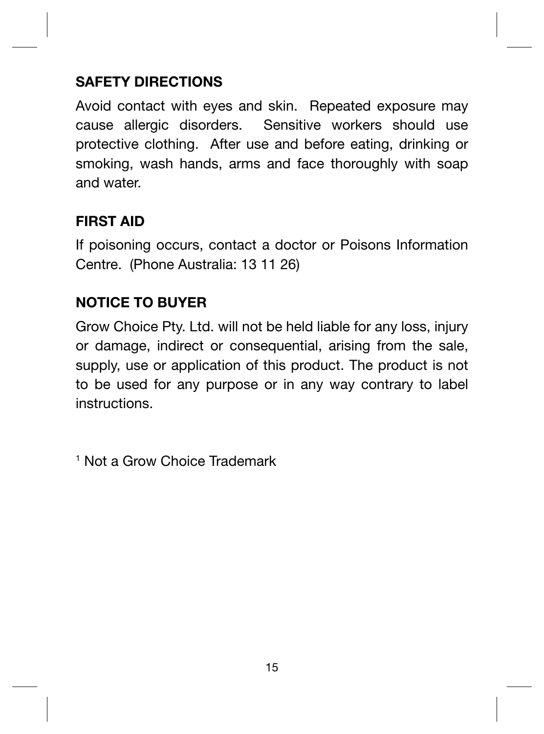## SAFETY DIRECTIONS

Avoid contact with eyes and skin. Repeated exposure may cause allergic disorders. Sensitive workers should use protective clothing. After use and before eating, drinking or smoking, wash hands, arms and face thoroughly with soap and water.

## FIRST AID

If poisoning occurs, contact a doctor or Poisons Information Centre. (Phone Australia: 13 11 26)

## NOTICE TO BUYER

Grow Choice Pty. Ltd. will not be held liable for any loss, injury or damage, indirect or consequential, arising from the sale, supply, use or application of this product. The product is not to be used for any purpose or in any way contrary to label instructions.

[1] Not a Grow Choice Trademark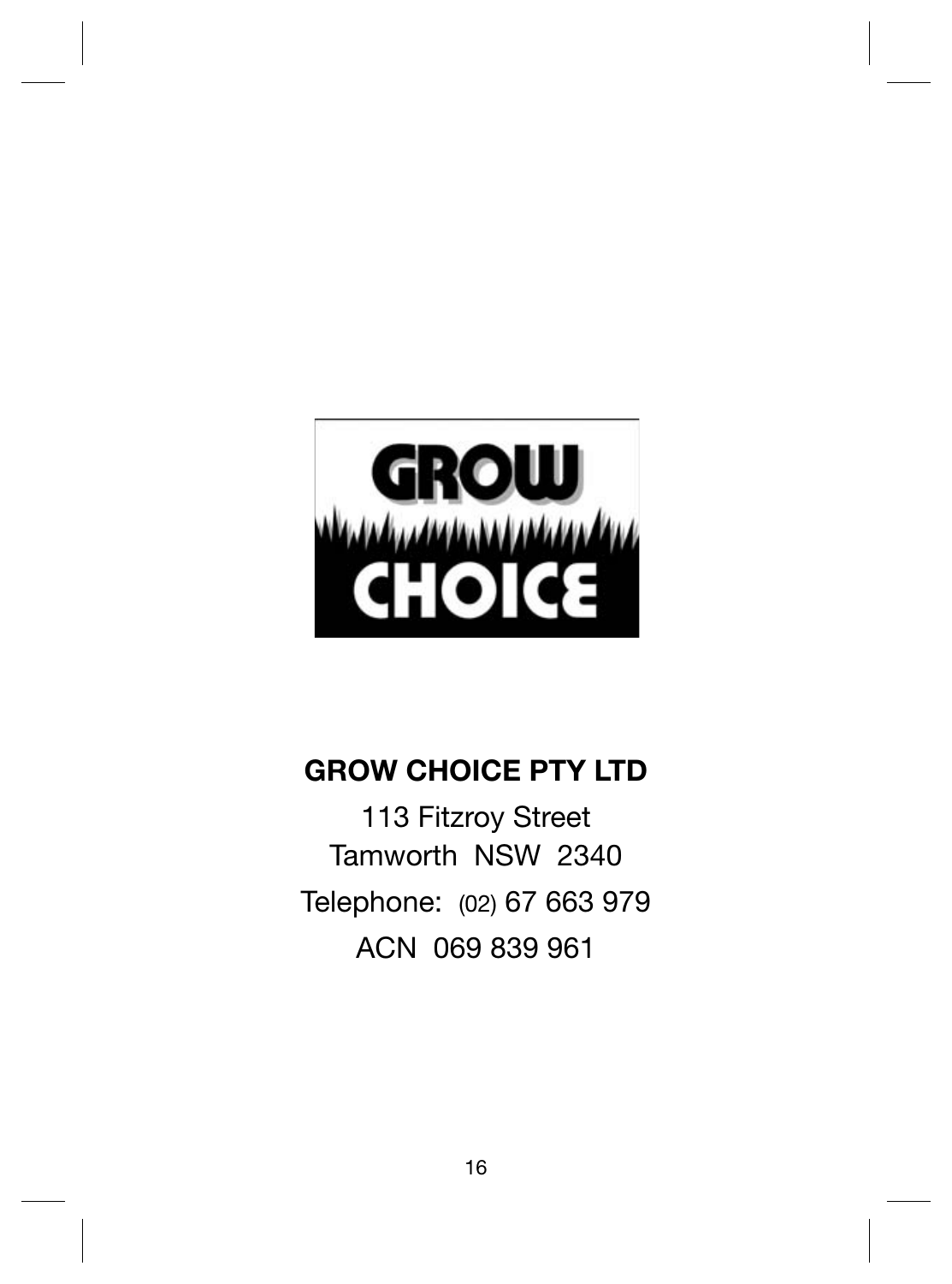GROW CHOICE

**GROW CHOICE PTY LTD**

113 Fitzroy Street
Tamworth NSW 2340

Telephone: (02) 67 663 979

ACN 069 839 961